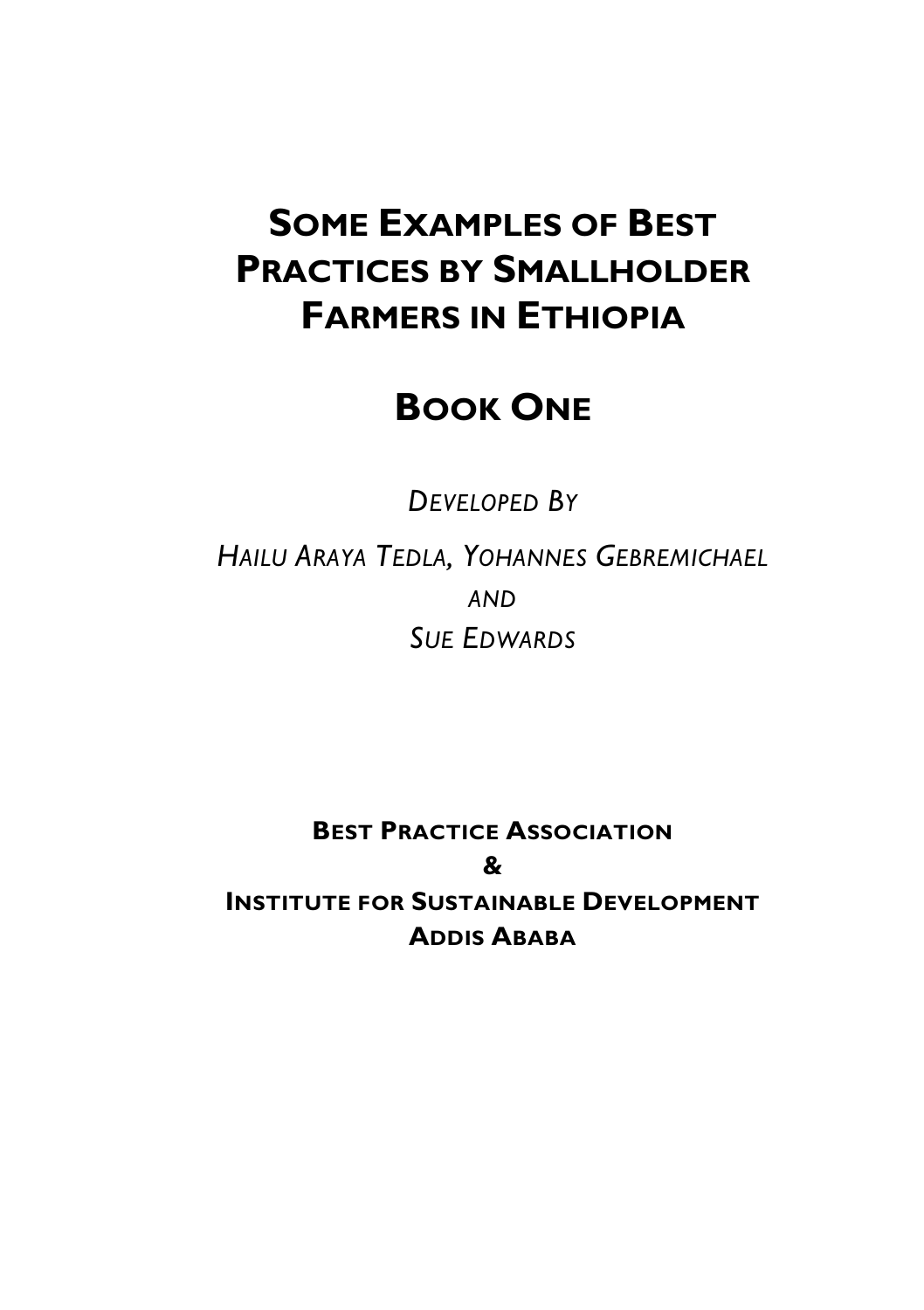# Some Examples of Best Practices by Smallholder Farmers in Ethiopia

## Book One

*Developed By*

*Hailu Araya Tedla, Yohannes Gebremichael*

*and*

*Sue Edwards*

**Best Practice Association**

**&**

**Institute for Sustainable Development**

**Addis Ababa**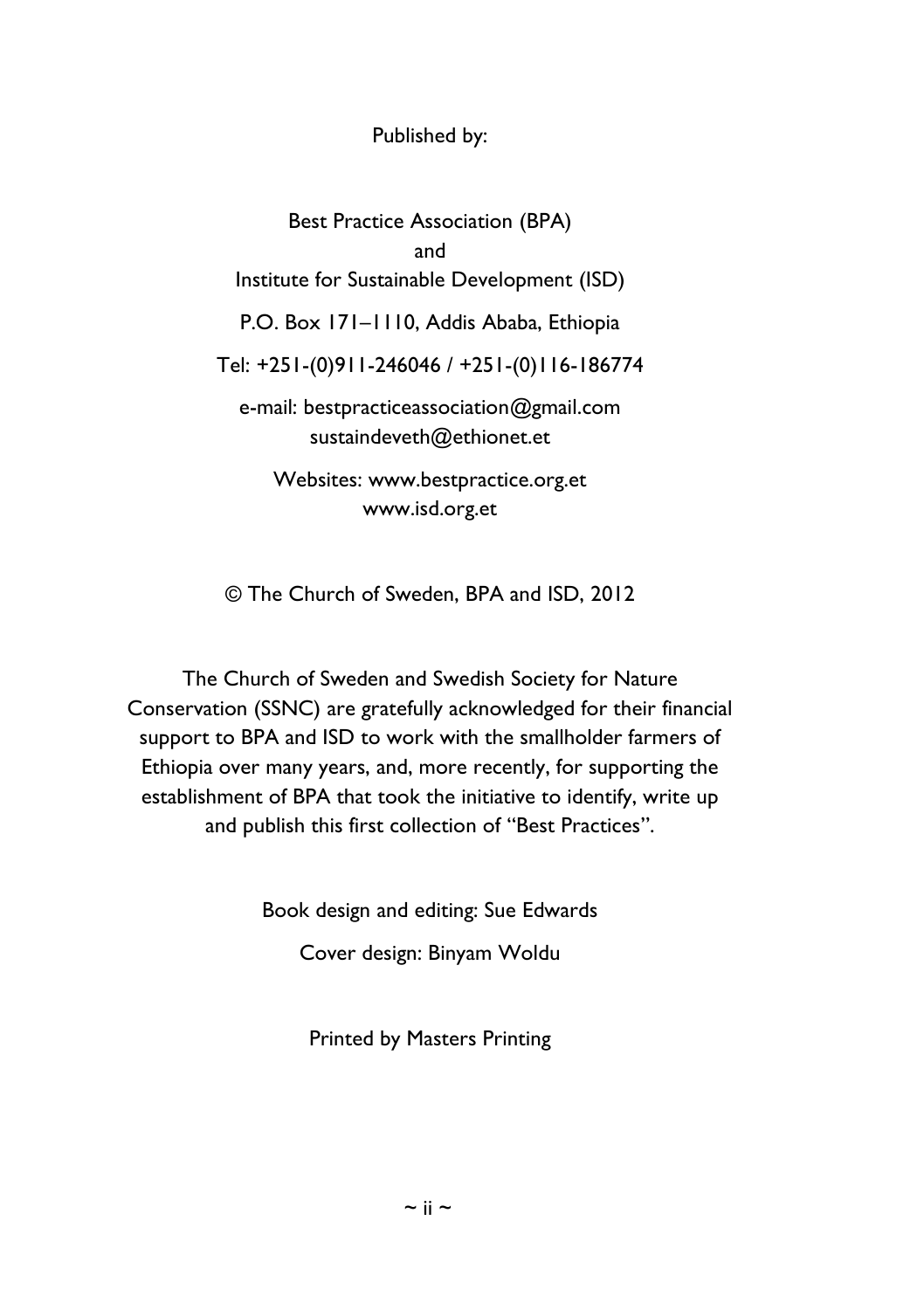Published by:

Best Practice Association (BPA)
and
Institute for Sustainable Development (ISD)

P.O. Box 171–1110, Addis Ababa, Ethiopia

Tel: +251-(0)911-246046 / +251-(0)116-186774

e-mail: bestpracticeassociation@gmail.com
sustaindeveth@ethionet.et

Websites: www.bestpractice.org.et
www.isd.org.et

© The Church of Sweden, BPA and ISD, 2012

The Church of Sweden and Swedish Society for Nature Conservation (SSNC) are gratefully acknowledged for their financial support to BPA and ISD to work with the smallholder farmers of Ethiopia over many years, and, more recently, for supporting the establishment of BPA that took the initiative to identify, write up and publish this first collection of "Best Practices".

Book design and editing: Sue Edwards

Cover design: Binyam Woldu

Printed by Masters Printing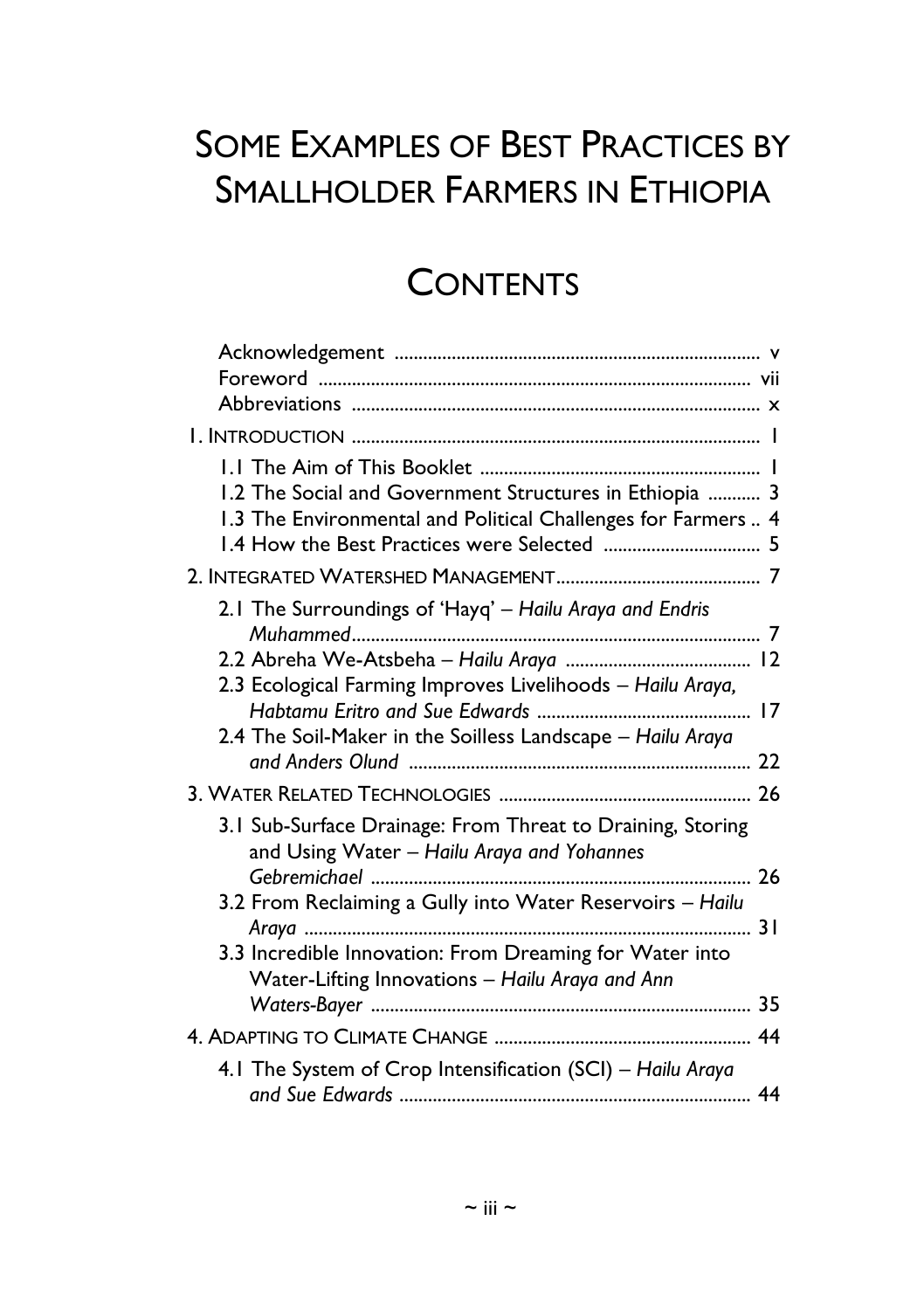# Some Examples of Best Practices by Smallholder Farmers in Ethiopia

## Contents

Acknowledgement ........................................................................ v
Foreword ...................................................................................... vii
Abbreviations .............................................................................. x

1. Introduction .............................................................................. 1
   - 1.1 The Aim of This Booklet .................................................... 1
   - 1.2 The Social and Government Structures in Ethiopia ........... 3
   - 1.3 The Environmental and Political Challenges for Farmers .. 4
   - 1.4 How the Best Practices were Selected ................................ 5
2. Integrated Watershed Management.......................................... 7
   - 2.1 The Surroundings of 'Hayq' – *Hailu Araya and Endris Muhammed*.................................................................................. 7
   - 2.2 Abreha We-Atsbeha – *Hailu Araya* ..................................... 12
   - 2.3 Ecological Farming Improves Livelihoods – *Hailu Araya, Habtamu Eritro and Sue Edwards* ............................................ 17
   - 2.4 The Soil-Maker in the Soilless Landscape – *Hailu Araya and Anders Olund* ...................................................................... 22
3. Water Related Technologies .................................................... 26
   - 3.1 Sub-Surface Drainage: From Threat to Draining, Storing and Using Water – *Hailu Araya and Yohannes Gebremichael* ............................................................................... 26
   - 3.2 From Reclaiming a Gully into Water Reservoirs – *Hailu Araya* ........................................................................................... 31
   - 3.3 Incredible Innovation: From Dreaming for Water into Water-Lifting Innovations – *Hailu Araya and Ann Waters-Bayer* ............................................................................... 35
4. Adapting to Climate Change ..................................................... 44
   - 4.1 The System of Crop Intensification (SCI) – *Hailu Araya and Sue Edwards* ......................................................................... 44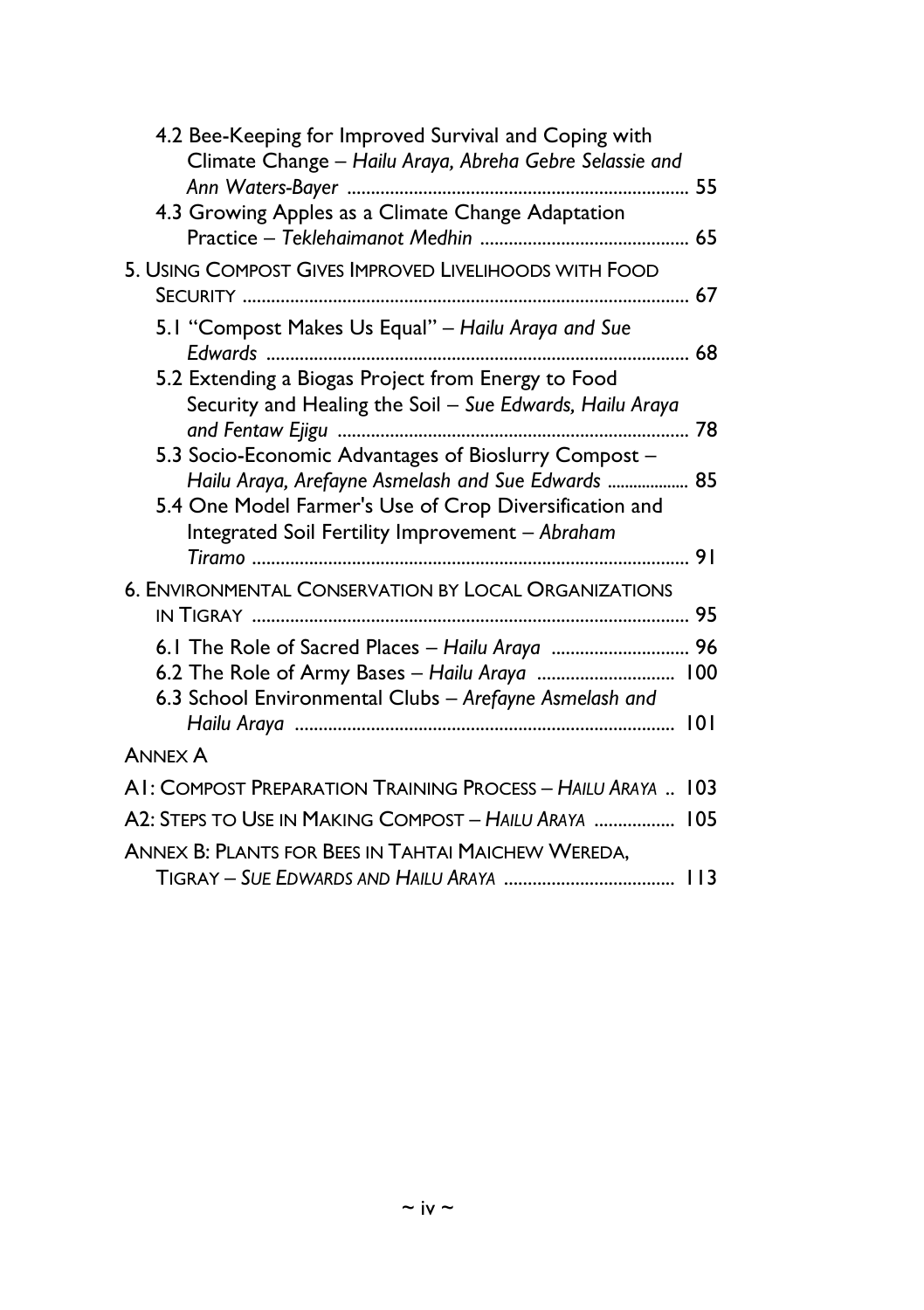4.2 Bee-Keeping for Improved Survival and Coping with Climate Change – *Hailu Araya, Abreha Gebre Selassie and Ann Waters-Bayer* ........ 55

4.3 Growing Apples as a Climate Change Adaptation Practice – *Teklehaimanot Medhin* ........ 65

5. USING COMPOST GIVES IMPROVED LIVELIHOODS WITH FOOD SECURITY ........ 67

5.1 "Compost Makes Us Equal" – *Hailu Araya and Sue Edwards* ........ 68

5.2 Extending a Biogas Project from Energy to Food Security and Healing the Soil – *Sue Edwards, Hailu Araya and Fentaw Ejigu* ........ 78

5.3 Socio-Economic Advantages of Bioslurry Compost – *Hailu Araya, Arefayne Asmelash and Sue Edwards* ........ 85

5.4 One Model Farmer's Use of Crop Diversification and Integrated Soil Fertility Improvement – *Abraham Tiramo* ........ 91

6. ENVIRONMENTAL CONSERVATION BY LOCAL ORGANIZATIONS IN TIGRAY ........ 95

6.1 The Role of Sacred Places – *Hailu Araya* ........ 96

6.2 The Role of Army Bases – *Hailu Araya* ........ 100

6.3 School Environmental Clubs – *Arefayne Asmelash and Hailu Araya* ........ 101

ANNEX A

A1: COMPOST PREPARATION TRAINING PROCESS – *HAILU ARAYA* .. 103

A2: STEPS TO USE IN MAKING COMPOST – *HAILU ARAYA* ........ 105

ANNEX B: PLANTS FOR BEES IN TAHTAI MAICHEW WEREDA, TIGRAY – *SUE EDWARDS AND HAILU ARAYA* ........ 113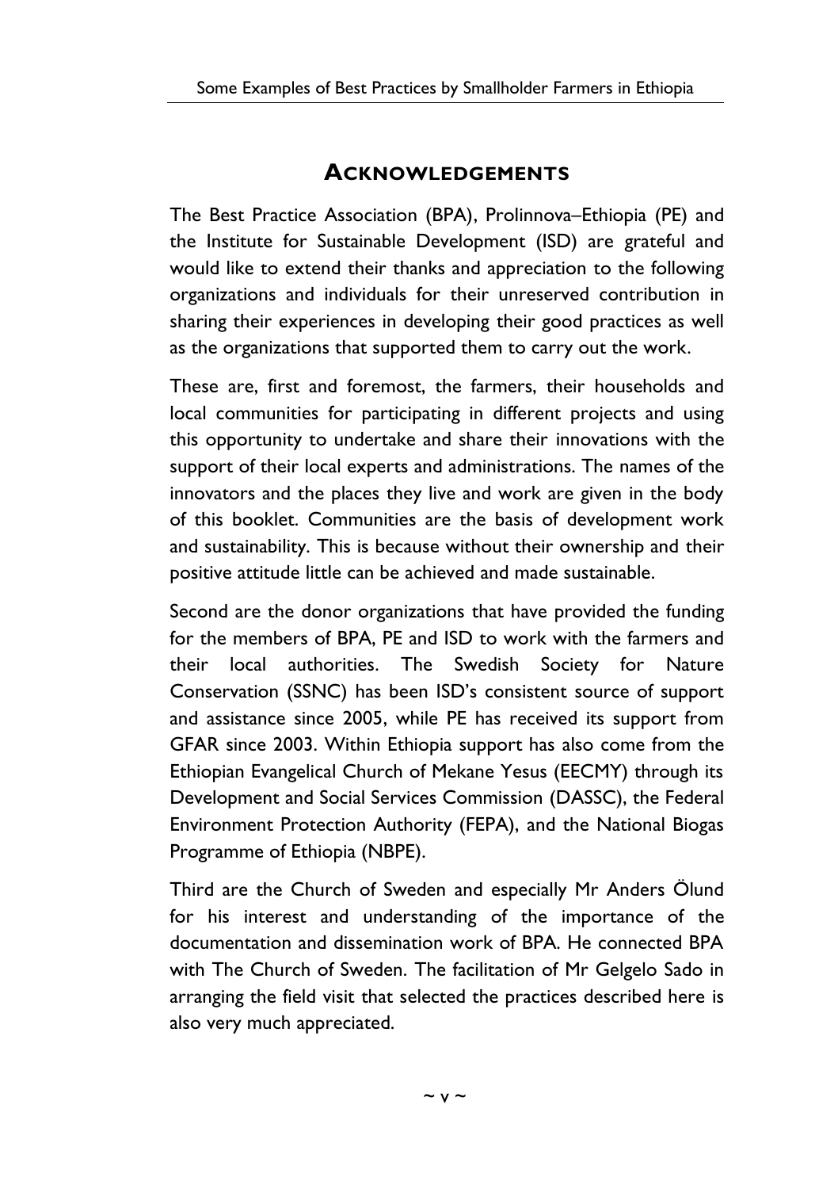## Acknowledgements

The Best Practice Association (BPA), Prolinnova–Ethiopia (PE) and the Institute for Sustainable Development (ISD) are grateful and would like to extend their thanks and appreciation to the following organizations and individuals for their unreserved contribution in sharing their experiences in developing their good practices as well as the organizations that supported them to carry out the work.

These are, first and foremost, the farmers, their households and local communities for participating in different projects and using this opportunity to undertake and share their innovations with the support of their local experts and administrations. The names of the innovators and the places they live and work are given in the body of this booklet. Communities are the basis of development work and sustainability. This is because without their ownership and their positive attitude little can be achieved and made sustainable.

Second are the donor organizations that have provided the funding for the members of BPA, PE and ISD to work with the farmers and their local authorities. The Swedish Society for Nature Conservation (SSNC) has been ISD's consistent source of support and assistance since 2005, while PE has received its support from GFAR since 2003. Within Ethiopia support has also come from the Ethiopian Evangelical Church of Mekane Yesus (EECMY) through its Development and Social Services Commission (DASSC), the Federal Environment Protection Authority (FEPA), and the National Biogas Programme of Ethiopia (NBPE).

Third are the Church of Sweden and especially Mr Anders Ölund for his interest and understanding of the importance of the documentation and dissemination work of BPA. He connected BPA with The Church of Sweden. The facilitation of Mr Gelgelo Sado in arranging the field visit that selected the practices described here is also very much appreciated.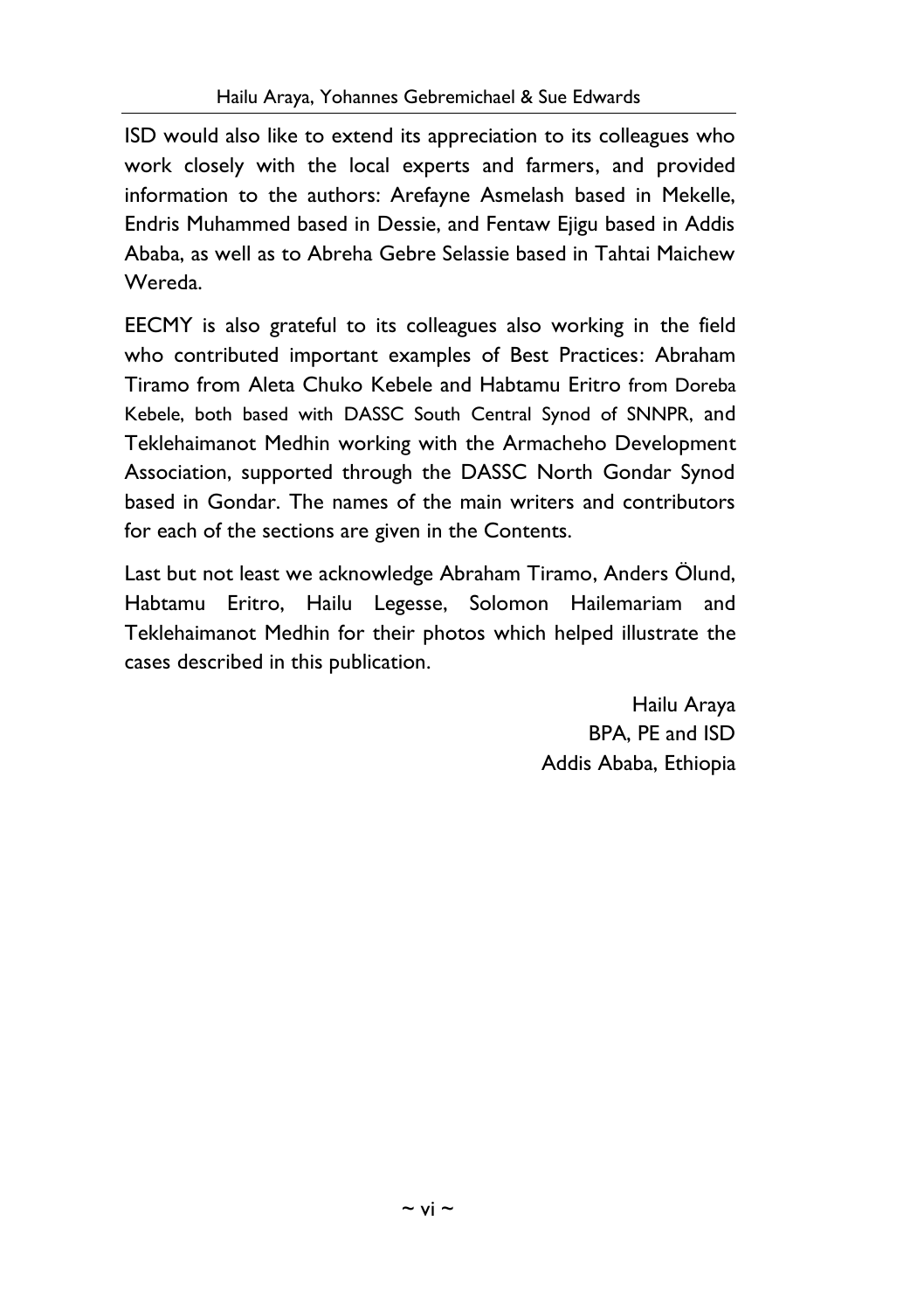ISD would also like to extend its appreciation to its colleagues who work closely with the local experts and farmers, and provided information to the authors: Arefayne Asmelash based in Mekelle, Endris Muhammed based in Dessie, and Fentaw Ejigu based in Addis Ababa, as well as to Abreha Gebre Selassie based in Tahtai Maichew Wereda.

EECMY is also grateful to its colleagues also working in the field who contributed important examples of Best Practices: Abraham Tiramo from Aleta Chuko Kebele and Habtamu Eritro from Doreba Kebele, both based with DASSC South Central Synod of SNNPR, and Teklehaimanot Medhin working with the Armacheho Development Association, supported through the DASSC North Gondar Synod based in Gondar. The names of the main writers and contributors for each of the sections are given in the Contents.

Last but not least we acknowledge Abraham Tiramo, Anders Ölund, Habtamu Eritro, Hailu Legesse, Solomon Hailemariam and Teklehaimanot Medhin for their photos which helped illustrate the cases described in this publication.

Hailu Araya
BPA, PE and ISD
Addis Ababa, Ethiopia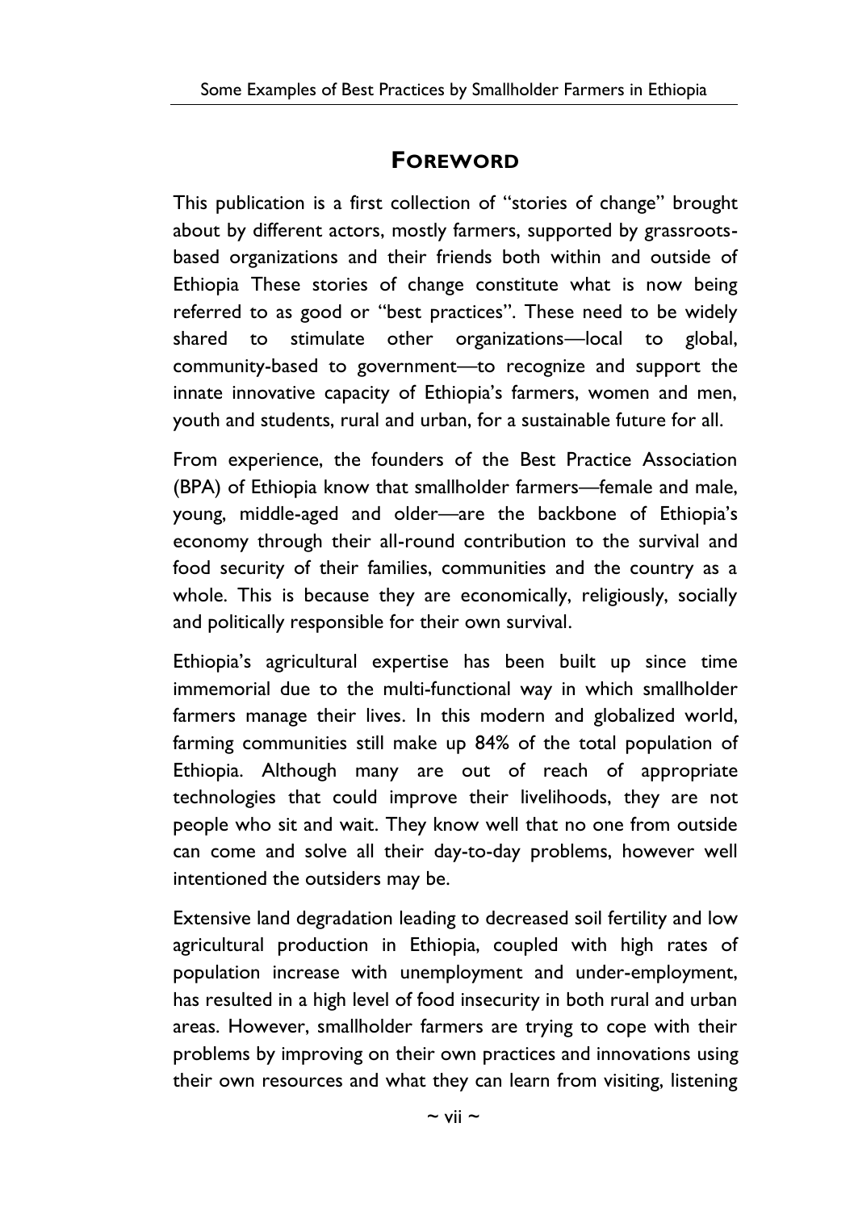## FOREWORD

This publication is a first collection of "stories of change" brought about by different actors, mostly farmers, supported by grassroots-based organizations and their friends both within and outside of Ethiopia These stories of change constitute what is now being referred to as good or "best practices". These need to be widely shared to stimulate other organizations—local to global, community-based to government—to recognize and support the innate innovative capacity of Ethiopia's farmers, women and men, youth and students, rural and urban, for a sustainable future for all.

From experience, the founders of the Best Practice Association (BPA) of Ethiopia know that smallholder farmers—female and male, young, middle-aged and older—are the backbone of Ethiopia's economy through their all-round contribution to the survival and food security of their families, communities and the country as a whole. This is because they are economically, religiously, socially and politically responsible for their own survival.

Ethiopia's agricultural expertise has been built up since time immemorial due to the multi-functional way in which smallholder farmers manage their lives. In this modern and globalized world, farming communities still make up 84% of the total population of Ethiopia. Although many are out of reach of appropriate technologies that could improve their livelihoods, they are not people who sit and wait. They know well that no one from outside can come and solve all their day-to-day problems, however well intentioned the outsiders may be.

Extensive land degradation leading to decreased soil fertility and low agricultural production in Ethiopia, coupled with high rates of population increase with unemployment and under-employment, has resulted in a high level of food insecurity in both rural and urban areas. However, smallholder farmers are trying to cope with their problems by improving on their own practices and innovations using their own resources and what they can learn from visiting, listening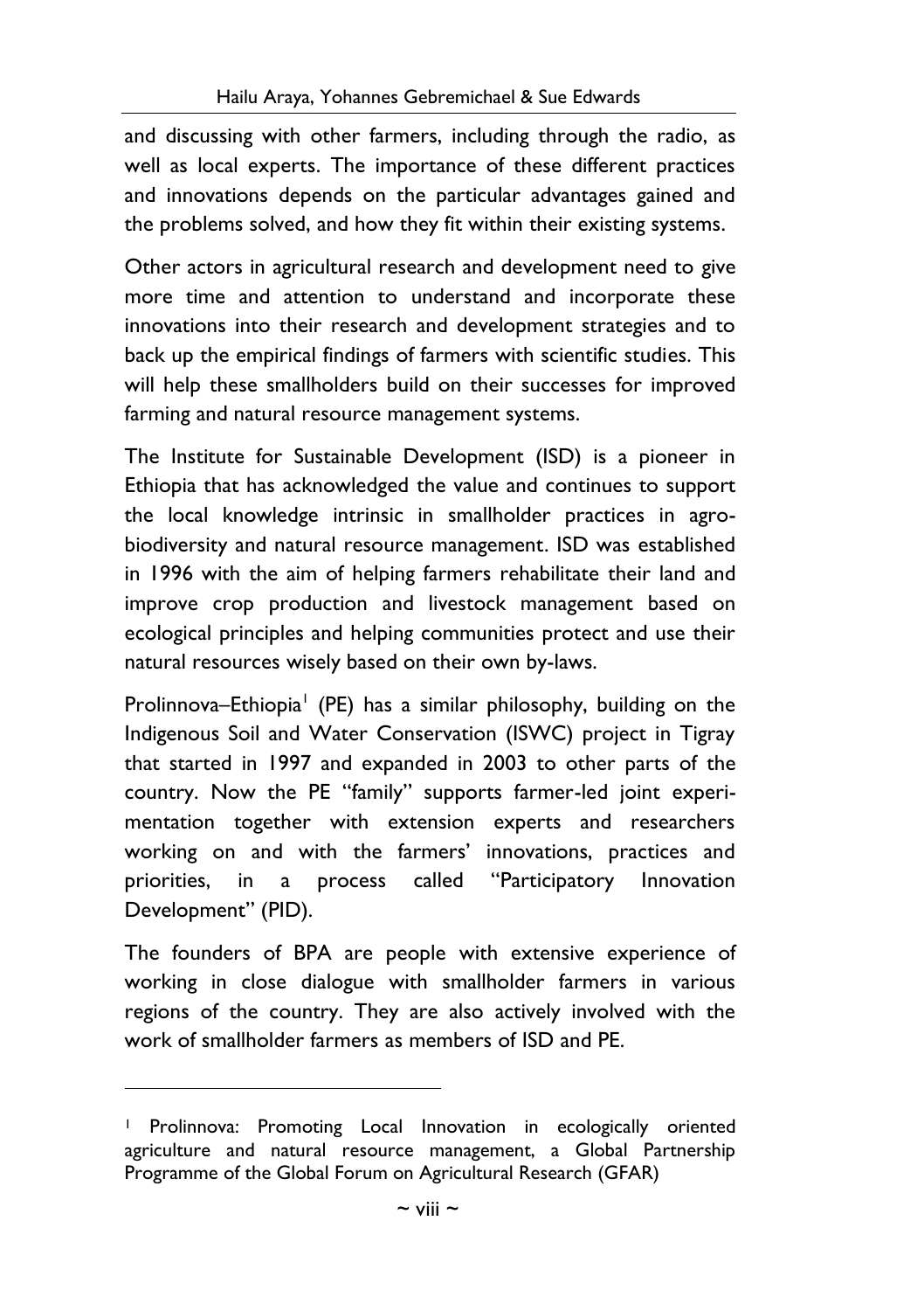and discussing with other farmers, including through the radio, as well as local experts. The importance of these different practices and innovations depends on the particular advantages gained and the problems solved, and how they fit within their existing systems.

Other actors in agricultural research and development need to give more time and attention to understand and incorporate these innovations into their research and development strategies and to back up the empirical findings of farmers with scientific studies. This will help these smallholders build on their successes for improved farming and natural resource management systems.

The Institute for Sustainable Development (ISD) is a pioneer in Ethiopia that has acknowledged the value and continues to support the local knowledge intrinsic in smallholder practices in agro-biodiversity and natural resource management. ISD was established in 1996 with the aim of helping farmers rehabilitate their land and improve crop production and livestock management based on ecological principles and helping communities protect and use their natural resources wisely based on their own by-laws.

Prolinnova–Ethiopia[1] (PE) has a similar philosophy, building on the Indigenous Soil and Water Conservation (ISWC) project in Tigray that started in 1997 and expanded in 2003 to other parts of the country. Now the PE "family" supports farmer-led joint experimentation together with extension experts and researchers working on and with the farmers' innovations, practices and priorities, in a process called "Participatory Innovation Development" (PID).

The founders of BPA are people with extensive experience of working in close dialogue with smallholder farmers in various regions of the country. They are also actively involved with the work of smallholder farmers as members of ISD and PE.

---

[1] Prolinnova: Promoting Local Innovation in ecologically oriented agriculture and natural resource management, a Global Partnership Programme of the Global Forum on Agricultural Research (GFAR)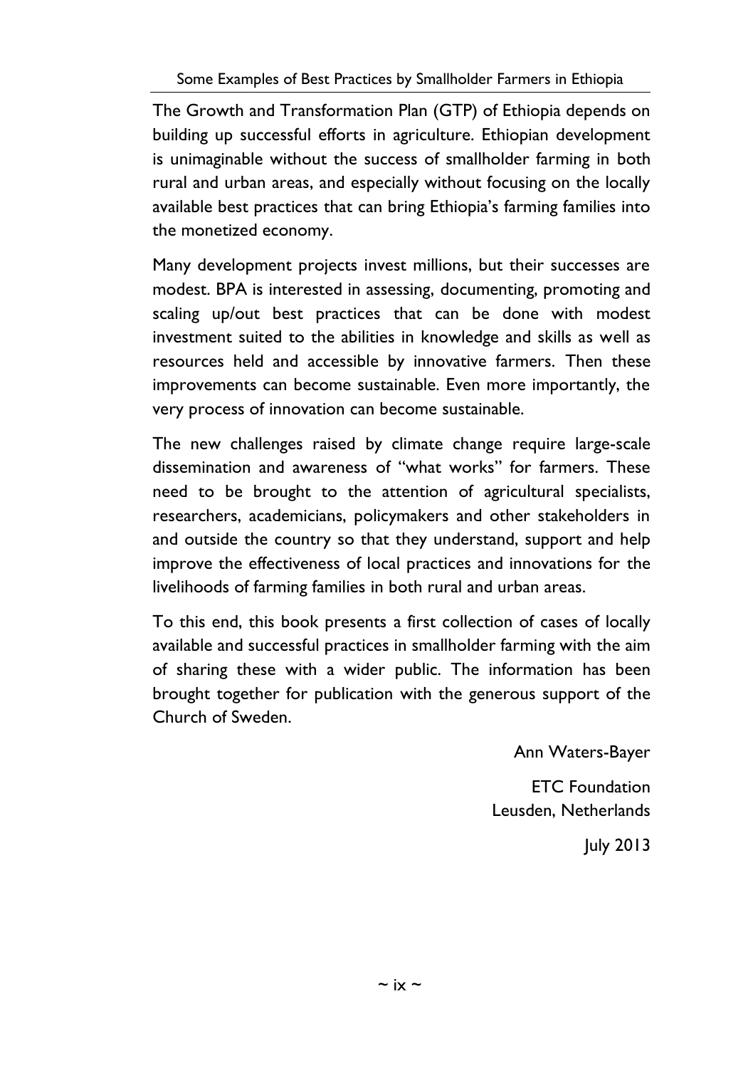The Growth and Transformation Plan (GTP) of Ethiopia depends on building up successful efforts in agriculture. Ethiopian development is unimaginable without the success of smallholder farming in both rural and urban areas, and especially without focusing on the locally available best practices that can bring Ethiopia's farming families into the monetized economy.

Many development projects invest millions, but their successes are modest. BPA is interested in assessing, documenting, promoting and scaling up/out best practices that can be done with modest investment suited to the abilities in knowledge and skills as well as resources held and accessible by innovative farmers. Then these improvements can become sustainable. Even more importantly, the very process of innovation can become sustainable.

The new challenges raised by climate change require large-scale dissemination and awareness of "what works" for farmers. These need to be brought to the attention of agricultural specialists, researchers, academicians, policymakers and other stakeholders in and outside the country so that they understand, support and help improve the effectiveness of local practices and innovations for the livelihoods of farming families in both rural and urban areas.

To this end, this book presents a first collection of cases of locally available and successful practices in smallholder farming with the aim of sharing these with a wider public. The information has been brought together for publication with the generous support of the Church of Sweden.

Ann Waters-Bayer

ETC Foundation
Leusden, Netherlands

July 2013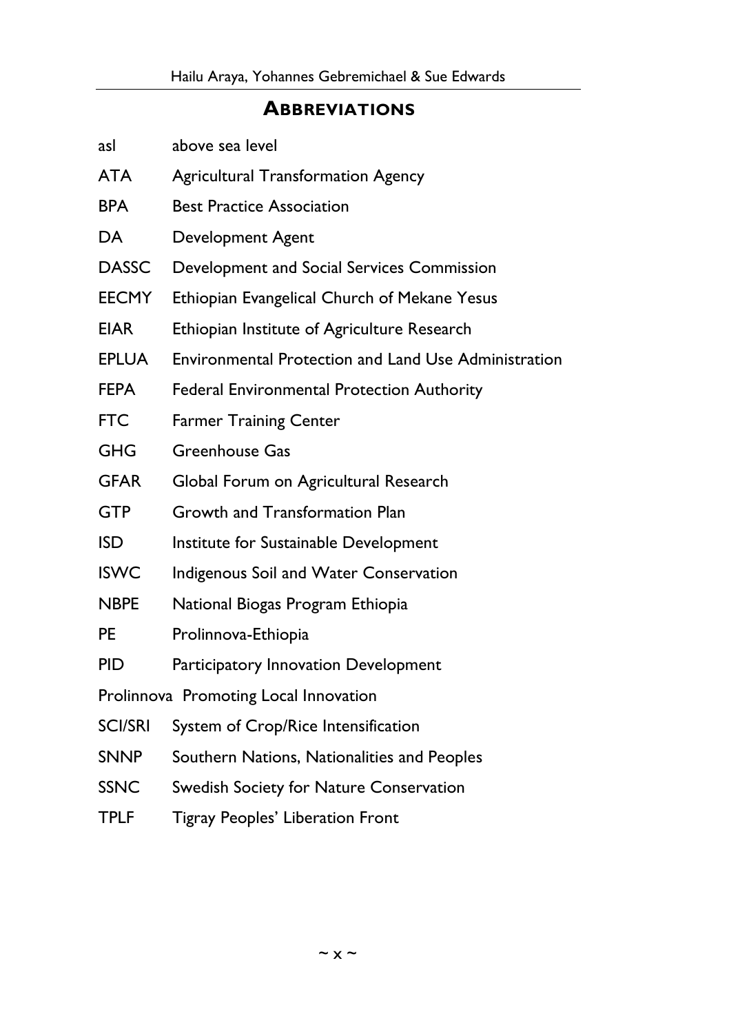## ABBREVIATIONS

| | |
|---|---|
| asl | above sea level |
| ATA | Agricultural Transformation Agency |
| BPA | Best Practice Association |
| DA | Development Agent |
| DASSC | Development and Social Services Commission |
| EECMY | Ethiopian Evangelical Church of Mekane Yesus |
| EIAR | Ethiopian Institute of Agriculture Research |
| EPLUA | Environmental Protection and Land Use Administration |
| FEPA | Federal Environmental Protection Authority |
| FTC | Farmer Training Center |
| GHG | Greenhouse Gas |
| GFAR | Global Forum on Agricultural Research |
| GTP | Growth and Transformation Plan |
| ISD | Institute for Sustainable Development |
| ISWC | Indigenous Soil and Water Conservation |
| NBPE | National Biogas Program Ethiopia |
| PE | Prolinnova-Ethiopia |
| PID | Participatory Innovation Development |
| Prolinnova | Promoting Local Innovation |
| SCI/SRI | System of Crop/Rice Intensification |
| SNNP | Southern Nations, Nationalities and Peoples |
| SSNC | Swedish Society for Nature Conservation |
| TPLF | Tigray Peoples' Liberation Front |